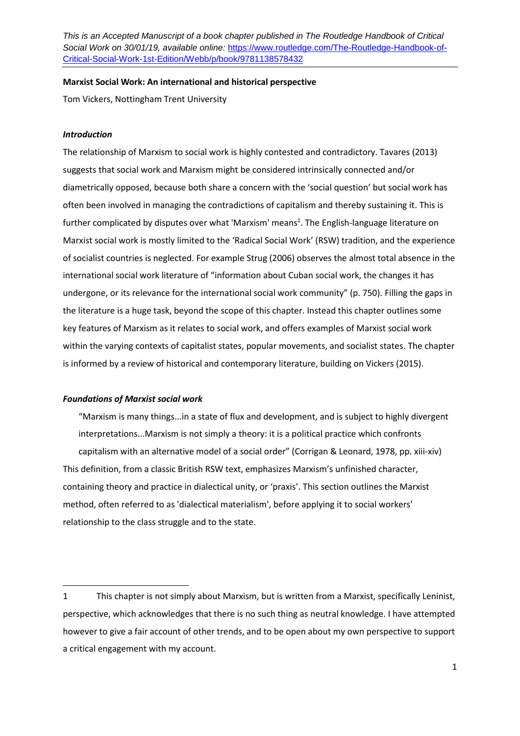*This is an Accepted Manuscript of a book chapter published in The Routledge Handbook of Critical Social Work on 30/01/19, available online:* [https://www.routledge.com/The-Routledge-Handbook-of-Critical-Social-Work-1st-Edition/Webb/p/book/9781138578432](https://www.routledge.com/The-Routledge-Handbook-of-Critical-Social-Work-1st-Edition/Webb/p/book/9781138578432)

# Marxist Social Work: An international and historical perspective

Tom Vickers, Nottingham Trent University

## *Introduction*

The relationship of Marxism to social work is highly contested and contradictory. Tavares (2013) suggests that social work and Marxism might be considered intrinsically connected and/or diametrically opposed, because both share a concern with the 'social question' but social work has often been involved in managing the contradictions of capitalism and thereby sustaining it. This is further complicated by disputes over what 'Marxism' means[1]. The English-language literature on Marxist social work is mostly limited to the 'Radical Social Work' (RSW) tradition, and the experience of socialist countries is neglected. For example Strug (2006) observes the almost total absence in the international social work literature of "information about Cuban social work, the changes it has undergone, or its relevance for the international social work community" (p. 750). Filling the gaps in the literature is a huge task, beyond the scope of this chapter. Instead this chapter outlines some key features of Marxism as it relates to social work, and offers examples of Marxist social work within the varying contexts of capitalist states, popular movements, and socialist states. The chapter is informed by a review of historical and contemporary literature, building on Vickers (2015).

## *Foundations of Marxist social work*

> "Marxism is many things...in a state of flux and development, and is subject to highly divergent interpretations...Marxism is not simply a theory: it is a political practice which confronts capitalism with an alternative model of a social order" (Corrigan & Leonard, 1978, pp. xiii-xiv)

This definition, from a classic British RSW text, emphasizes Marxism's unfinished character, containing theory and practice in dialectical unity, or 'praxis'. This section outlines the Marxist method, often referred to as 'dialectical materialism', before applying it to social workers' relationship to the class struggle and to the state.

---

1 This chapter is not simply about Marxism, but is written from a Marxist, specifically Leninist, perspective, which acknowledges that there is no such thing as neutral knowledge. I have attempted however to give a fair account of other trends, and to be open about my own perspective to support a critical engagement with my account.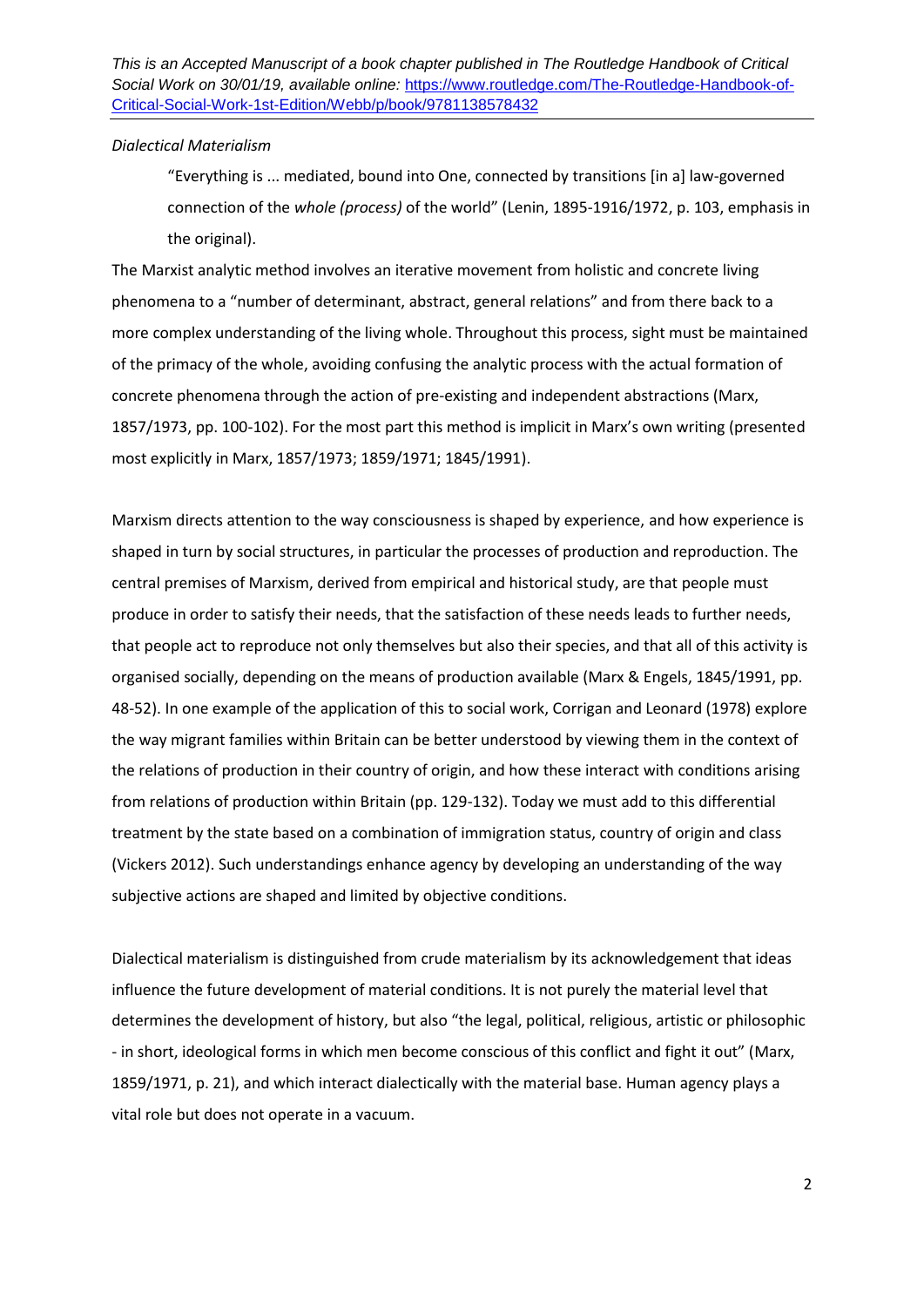*Dialectical Materialism*

> "Everything is ... mediated, bound into One, connected by transitions [in a] law-governed connection of the *whole (process)* of the world" (Lenin, 1895-1916/1972, p. 103, emphasis in the original).

The Marxist analytic method involves an iterative movement from holistic and concrete living phenomena to a "number of determinant, abstract, general relations" and from there back to a more complex understanding of the living whole. Throughout this process, sight must be maintained of the primacy of the whole, avoiding confusing the analytic process with the actual formation of concrete phenomena through the action of pre-existing and independent abstractions (Marx, 1857/1973, pp. 100-102). For the most part this method is implicit in Marx's own writing (presented most explicitly in Marx, 1857/1973; 1859/1971; 1845/1991).

Marxism directs attention to the way consciousness is shaped by experience, and how experience is shaped in turn by social structures, in particular the processes of production and reproduction. The central premises of Marxism, derived from empirical and historical study, are that people must produce in order to satisfy their needs, that the satisfaction of these needs leads to further needs, that people act to reproduce not only themselves but also their species, and that all of this activity is organised socially, depending on the means of production available (Marx & Engels, 1845/1991, pp. 48-52). In one example of the application of this to social work, Corrigan and Leonard (1978) explore the way migrant families within Britain can be better understood by viewing them in the context of the relations of production in their country of origin, and how these interact with conditions arising from relations of production within Britain (pp. 129-132). Today we must add to this differential treatment by the state based on a combination of immigration status, country of origin and class (Vickers 2012). Such understandings enhance agency by developing an understanding of the way subjective actions are shaped and limited by objective conditions.

Dialectical materialism is distinguished from crude materialism by its acknowledgement that ideas influence the future development of material conditions. It is not purely the material level that determines the development of history, but also "the legal, political, religious, artistic or philosophic - in short, ideological forms in which men become conscious of this conflict and fight it out" (Marx, 1859/1971, p. 21), and which interact dialectically with the material base. Human agency plays a vital role but does not operate in a vacuum.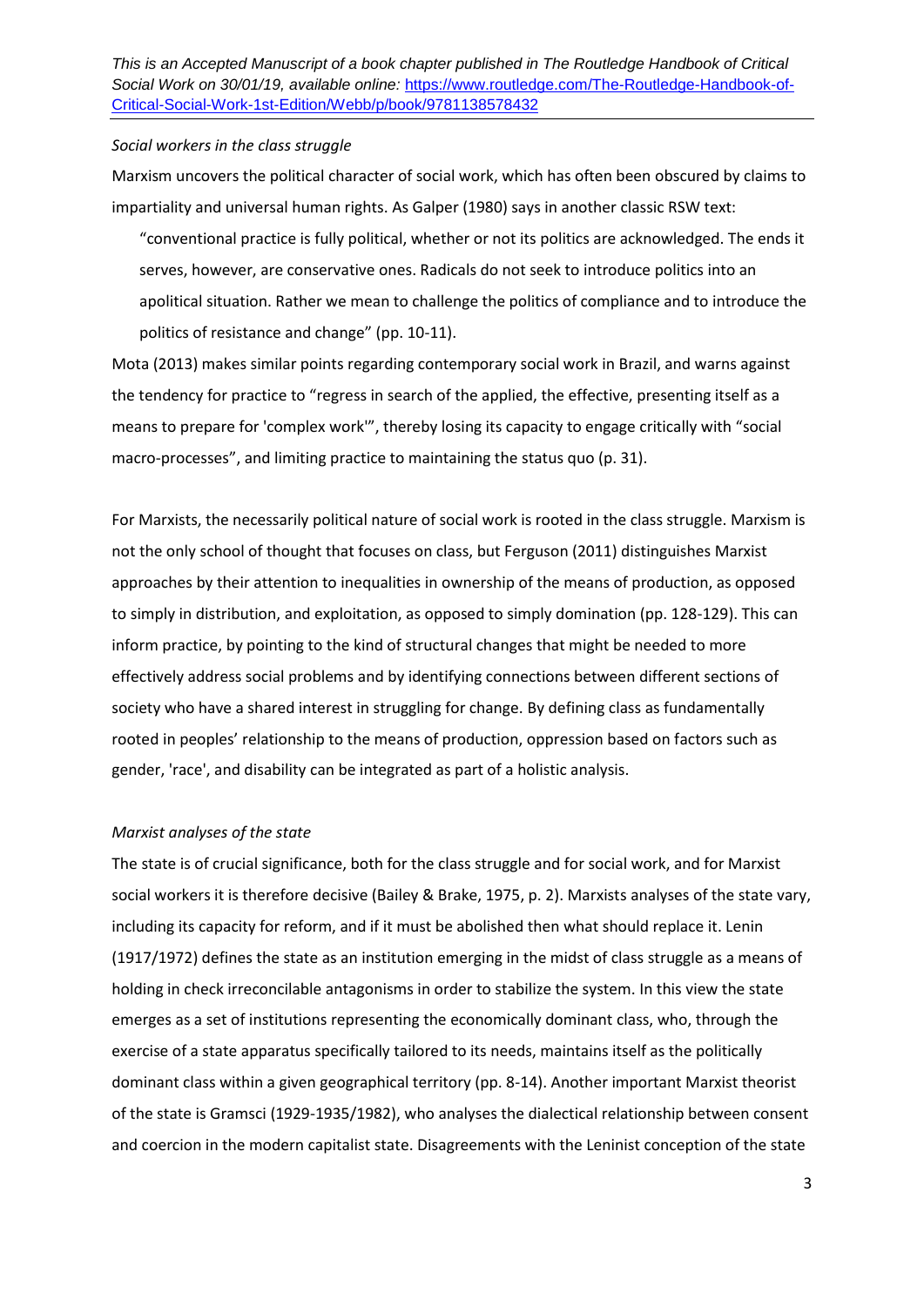*Social workers in the class struggle*

Marxism uncovers the political character of social work, which has often been obscured by claims to impartiality and universal human rights. As Galper (1980) says in another classic RSW text:

> "conventional practice is fully political, whether or not its politics are acknowledged. The ends it serves, however, are conservative ones. Radicals do not seek to introduce politics into an apolitical situation. Rather we mean to challenge the politics of compliance and to introduce the politics of resistance and change" (pp. 10-11).

Mota (2013) makes similar points regarding contemporary social work in Brazil, and warns against the tendency for practice to "regress in search of the applied, the effective, presenting itself as a means to prepare for 'complex work'", thereby losing its capacity to engage critically with "social macro-processes", and limiting practice to maintaining the status quo (p. 31).

For Marxists, the necessarily political nature of social work is rooted in the class struggle. Marxism is not the only school of thought that focuses on class, but Ferguson (2011) distinguishes Marxist approaches by their attention to inequalities in ownership of the means of production, as opposed to simply in distribution, and exploitation, as opposed to simply domination (pp. 128-129). This can inform practice, by pointing to the kind of structural changes that might be needed to more effectively address social problems and by identifying connections between different sections of society who have a shared interest in struggling for change. By defining class as fundamentally rooted in peoples' relationship to the means of production, oppression based on factors such as gender, 'race', and disability can be integrated as part of a holistic analysis.

*Marxist analyses of the state*

The state is of crucial significance, both for the class struggle and for social work, and for Marxist social workers it is therefore decisive (Bailey & Brake, 1975, p. 2). Marxists analyses of the state vary, including its capacity for reform, and if it must be abolished then what should replace it. Lenin (1917/1972) defines the state as an institution emerging in the midst of class struggle as a means of holding in check irreconcilable antagonisms in order to stabilize the system. In this view the state emerges as a set of institutions representing the economically dominant class, who, through the exercise of a state apparatus specifically tailored to its needs, maintains itself as the politically dominant class within a given geographical territory (pp. 8-14). Another important Marxist theorist of the state is Gramsci (1929-1935/1982), who analyses the dialectical relationship between consent and coercion in the modern capitalist state. Disagreements with the Leninist conception of the state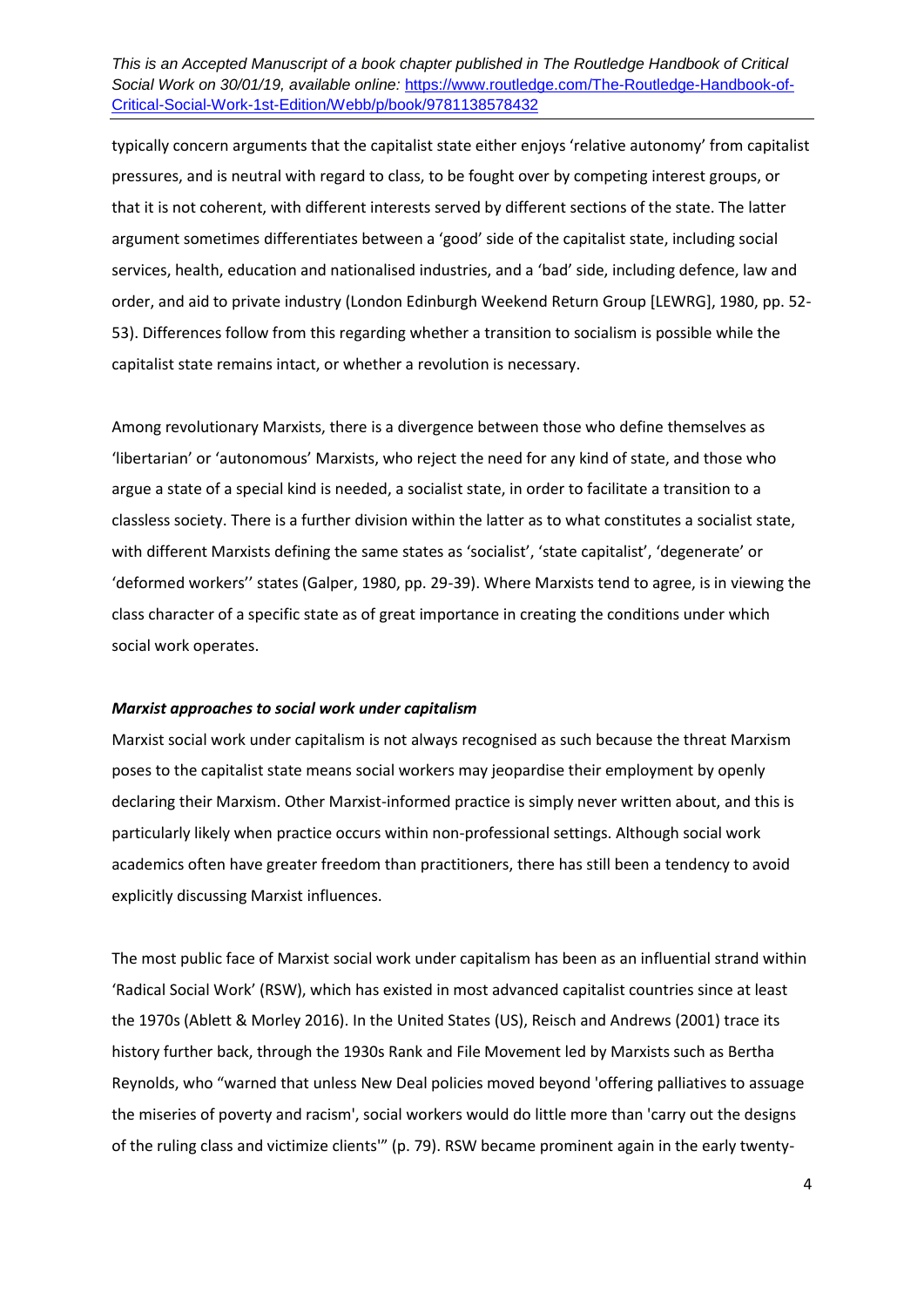typically concern arguments that the capitalist state either enjoys 'relative autonomy' from capitalist pressures, and is neutral with regard to class, to be fought over by competing interest groups, or that it is not coherent, with different interests served by different sections of the state. The latter argument sometimes differentiates between a 'good' side of the capitalist state, including social services, health, education and nationalised industries, and a 'bad' side, including defence, law and order, and aid to private industry (London Edinburgh Weekend Return Group [LEWRG], 1980, pp. 52-53). Differences follow from this regarding whether a transition to socialism is possible while the capitalist state remains intact, or whether a revolution is necessary.

Among revolutionary Marxists, there is a divergence between those who define themselves as 'libertarian' or 'autonomous' Marxists, who reject the need for any kind of state, and those who argue a state of a special kind is needed, a socialist state, in order to facilitate a transition to a classless society. There is a further division within the latter as to what constitutes a socialist state, with different Marxists defining the same states as 'socialist', 'state capitalist', 'degenerate' or 'deformed workers'' states (Galper, 1980, pp. 29-39). Where Marxists tend to agree, is in viewing the class character of a specific state as of great importance in creating the conditions under which social work operates.

### *Marxist approaches to social work under capitalism*

Marxist social work under capitalism is not always recognised as such because the threat Marxism poses to the capitalist state means social workers may jeopardise their employment by openly declaring their Marxism. Other Marxist-informed practice is simply never written about, and this is particularly likely when practice occurs within non-professional settings. Although social work academics often have greater freedom than practitioners, there has still been a tendency to avoid explicitly discussing Marxist influences.

The most public face of Marxist social work under capitalism has been as an influential strand within 'Radical Social Work' (RSW), which has existed in most advanced capitalist countries since at least the 1970s (Ablett & Morley 2016). In the United States (US), Reisch and Andrews (2001) trace its history further back, through the 1930s Rank and File Movement led by Marxists such as Bertha Reynolds, who "warned that unless New Deal policies moved beyond 'offering palliatives to assuage the miseries of poverty and racism', social workers would do little more than 'carry out the designs of the ruling class and victimize clients'" (p. 79). RSW became prominent again in the early twenty-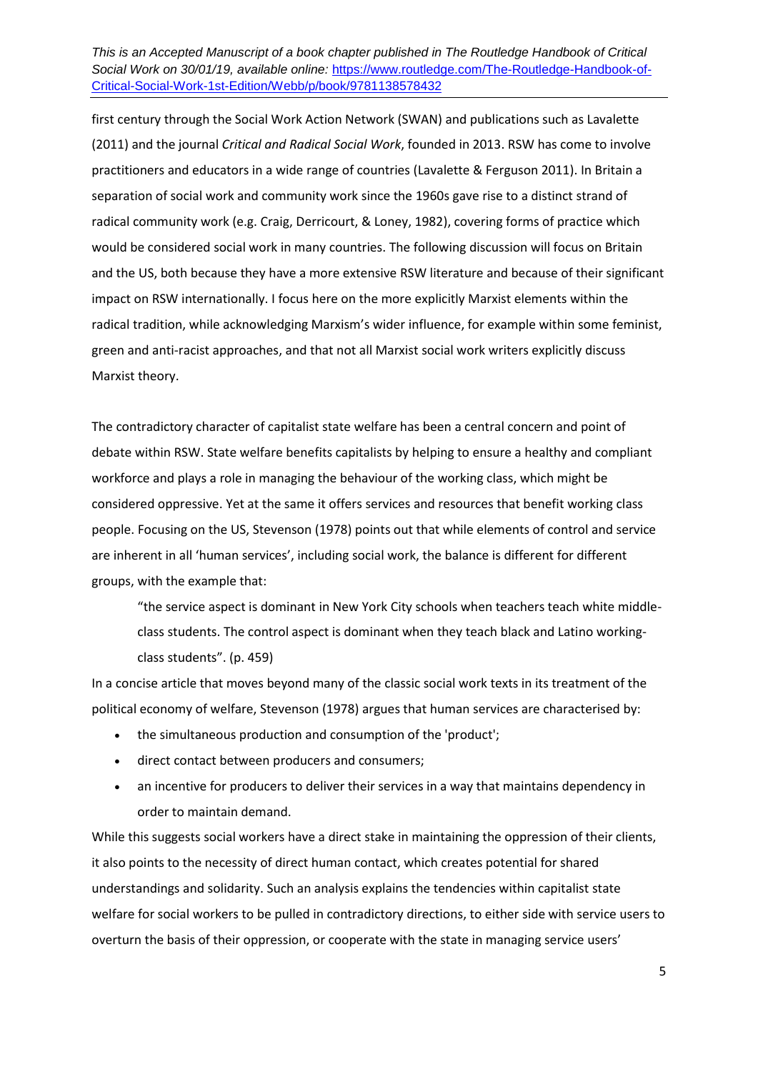first century through the Social Work Action Network (SWAN) and publications such as Lavalette (2011) and the journal *Critical and Radical Social Work*, founded in 2013. RSW has come to involve practitioners and educators in a wide range of countries (Lavalette & Ferguson 2011). In Britain a separation of social work and community work since the 1960s gave rise to a distinct strand of radical community work (e.g. Craig, Derricourt, & Loney, 1982), covering forms of practice which would be considered social work in many countries. The following discussion will focus on Britain and the US, both because they have a more extensive RSW literature and because of their significant impact on RSW internationally. I focus here on the more explicitly Marxist elements within the radical tradition, while acknowledging Marxism's wider influence, for example within some feminist, green and anti-racist approaches, and that not all Marxist social work writers explicitly discuss Marxist theory.

The contradictory character of capitalist state welfare has been a central concern and point of debate within RSW. State welfare benefits capitalists by helping to ensure a healthy and compliant workforce and plays a role in managing the behaviour of the working class, which might be considered oppressive. Yet at the same it offers services and resources that benefit working class people. Focusing on the US, Stevenson (1978) points out that while elements of control and service are inherent in all 'human services', including social work, the balance is different for different groups, with the example that:

> "the service aspect is dominant in New York City schools when teachers teach white middle-class students. The control aspect is dominant when they teach black and Latino working-class students". (p. 459)

In a concise article that moves beyond many of the classic social work texts in its treatment of the political economy of welfare, Stevenson (1978) argues that human services are characterised by:

- the simultaneous production and consumption of the 'product';
- direct contact between producers and consumers;
- an incentive for producers to deliver their services in a way that maintains dependency in order to maintain demand.

While this suggests social workers have a direct stake in maintaining the oppression of their clients, it also points to the necessity of direct human contact, which creates potential for shared understandings and solidarity. Such an analysis explains the tendencies within capitalist state welfare for social workers to be pulled in contradictory directions, to either side with service users to overturn the basis of their oppression, or cooperate with the state in managing service users'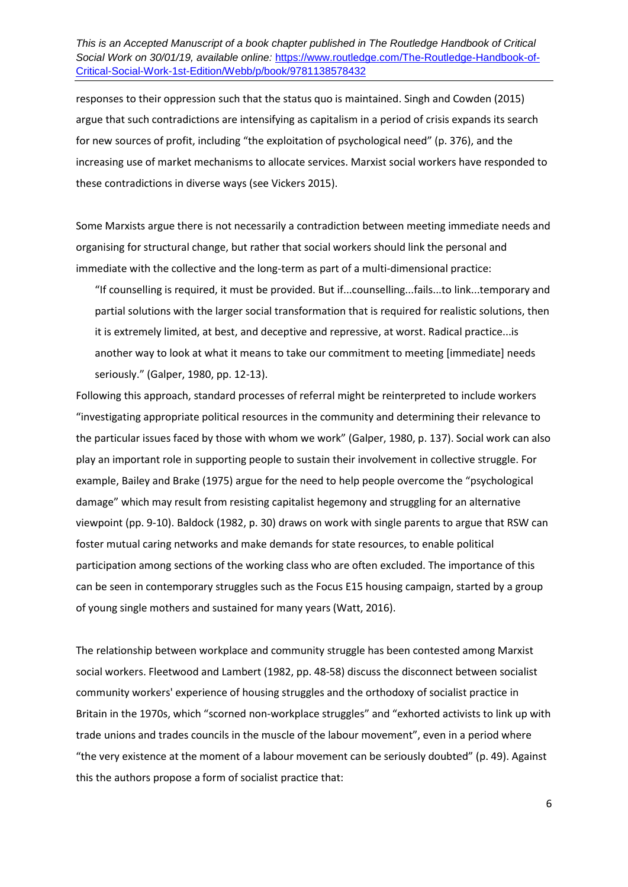responses to their oppression such that the status quo is maintained. Singh and Cowden (2015) argue that such contradictions are intensifying as capitalism in a period of crisis expands its search for new sources of profit, including "the exploitation of psychological need" (p. 376), and the increasing use of market mechanisms to allocate services. Marxist social workers have responded to these contradictions in diverse ways (see Vickers 2015).

Some Marxists argue there is not necessarily a contradiction between meeting immediate needs and organising for structural change, but rather that social workers should link the personal and immediate with the collective and the long-term as part of a multi-dimensional practice:

> "If counselling is required, it must be provided. But if...counselling...fails...to link...temporary and partial solutions with the larger social transformation that is required for realistic solutions, then it is extremely limited, at best, and deceptive and repressive, at worst. Radical practice...is another way to look at what it means to take our commitment to meeting [immediate] needs seriously." (Galper, 1980, pp. 12-13).

Following this approach, standard processes of referral might be reinterpreted to include workers "investigating appropriate political resources in the community and determining their relevance to the particular issues faced by those with whom we work" (Galper, 1980, p. 137). Social work can also play an important role in supporting people to sustain their involvement in collective struggle. For example, Bailey and Brake (1975) argue for the need to help people overcome the "psychological damage" which may result from resisting capitalist hegemony and struggling for an alternative viewpoint (pp. 9-10). Baldock (1982, p. 30) draws on work with single parents to argue that RSW can foster mutual caring networks and make demands for state resources, to enable political participation among sections of the working class who are often excluded. The importance of this can be seen in contemporary struggles such as the Focus E15 housing campaign, started by a group of young single mothers and sustained for many years (Watt, 2016).

The relationship between workplace and community struggle has been contested among Marxist social workers. Fleetwood and Lambert (1982, pp. 48-58) discuss the disconnect between socialist community workers' experience of housing struggles and the orthodoxy of socialist practice in Britain in the 1970s, which "scorned non-workplace struggles" and "exhorted activists to link up with trade unions and trades councils in the muscle of the labour movement", even in a period where "the very existence at the moment of a labour movement can be seriously doubted" (p. 49). Against this the authors propose a form of socialist practice that: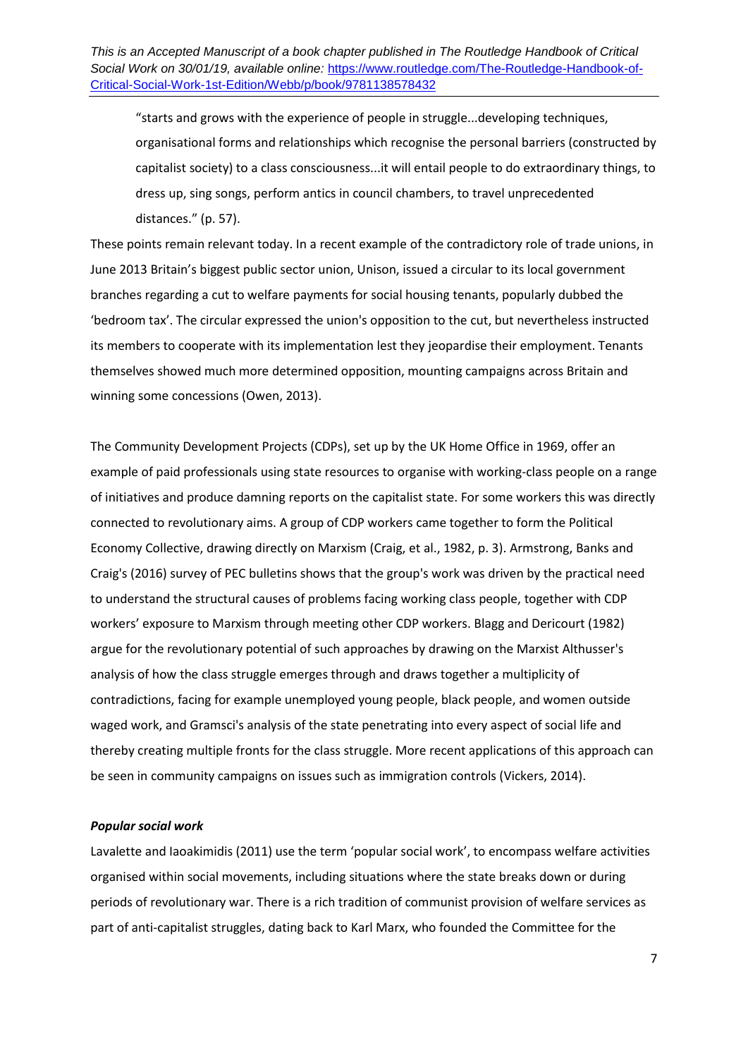> "starts and grows with the experience of people in struggle...developing techniques, organisational forms and relationships which recognise the personal barriers (constructed by capitalist society) to a class consciousness...it will entail people to do extraordinary things, to dress up, sing songs, perform antics in council chambers, to travel unprecedented distances." (p. 57).

These points remain relevant today. In a recent example of the contradictory role of trade unions, in June 2013 Britain's biggest public sector union, Unison, issued a circular to its local government branches regarding a cut to welfare payments for social housing tenants, popularly dubbed the 'bedroom tax'. The circular expressed the union's opposition to the cut, but nevertheless instructed its members to cooperate with its implementation lest they jeopardise their employment. Tenants themselves showed much more determined opposition, mounting campaigns across Britain and winning some concessions (Owen, 2013).

The Community Development Projects (CDPs), set up by the UK Home Office in 1969, offer an example of paid professionals using state resources to organise with working-class people on a range of initiatives and produce damning reports on the capitalist state. For some workers this was directly connected to revolutionary aims. A group of CDP workers came together to form the Political Economy Collective, drawing directly on Marxism (Craig, et al., 1982, p. 3). Armstrong, Banks and Craig's (2016) survey of PEC bulletins shows that the group's work was driven by the practical need to understand the structural causes of problems facing working class people, together with CDP workers' exposure to Marxism through meeting other CDP workers. Blagg and Dericourt (1982) argue for the revolutionary potential of such approaches by drawing on the Marxist Althusser's analysis of how the class struggle emerges through and draws together a multiplicity of contradictions, facing for example unemployed young people, black people, and women outside waged work, and Gramsci's analysis of the state penetrating into every aspect of social life and thereby creating multiple fronts for the class struggle. More recent applications of this approach can be seen in community campaigns on issues such as immigration controls (Vickers, 2014).

### *Popular social work*

Lavalette and Iaoakimidis (2011) use the term 'popular social work', to encompass welfare activities organised within social movements, including situations where the state breaks down or during periods of revolutionary war. There is a rich tradition of communist provision of welfare services as part of anti-capitalist struggles, dating back to Karl Marx, who founded the Committee for the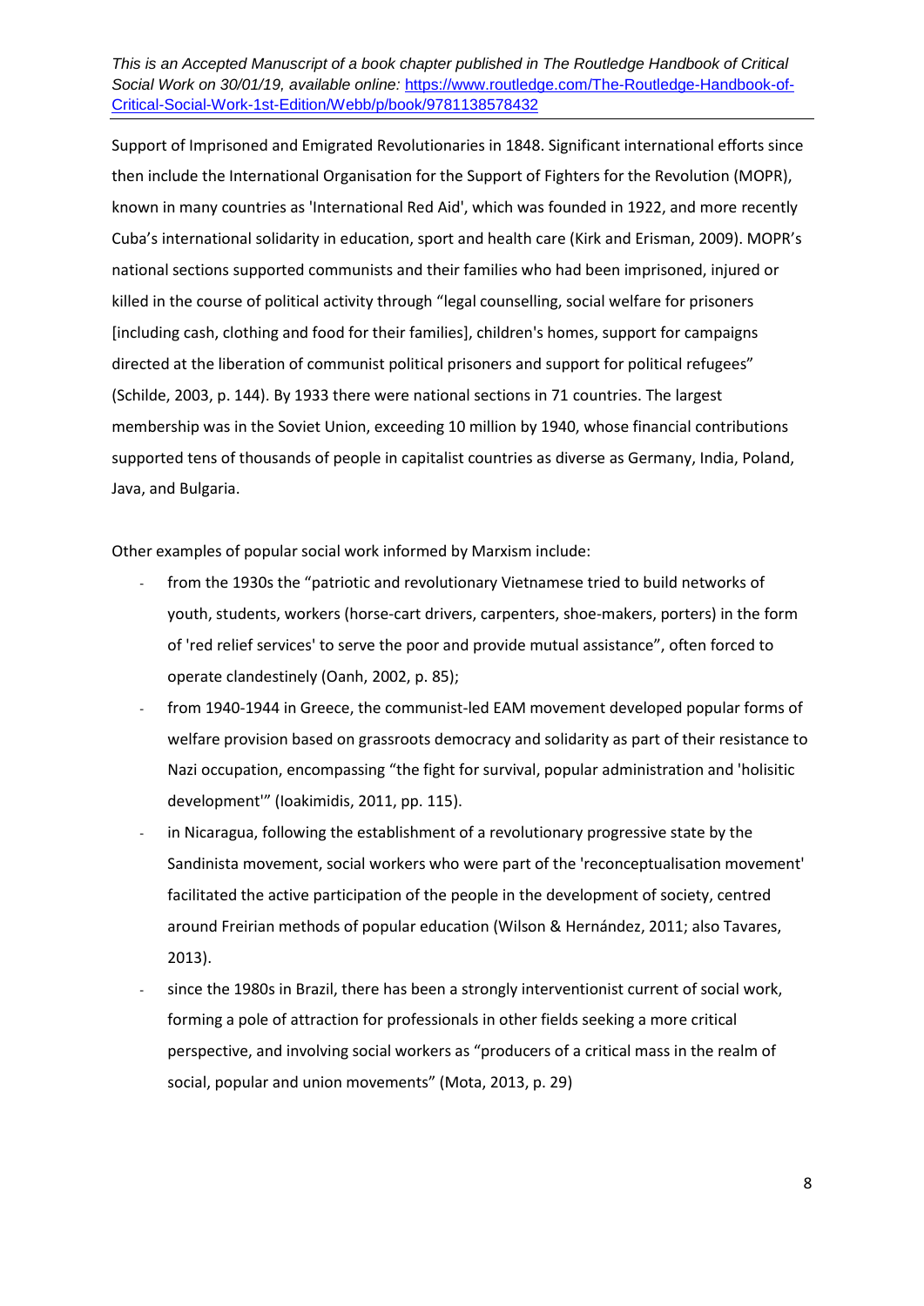Support of Imprisoned and Emigrated Revolutionaries in 1848. Significant international efforts since then include the International Organisation for the Support of Fighters for the Revolution (MOPR), known in many countries as 'International Red Aid', which was founded in 1922, and more recently Cuba's international solidarity in education, sport and health care (Kirk and Erisman, 2009). MOPR's national sections supported communists and their families who had been imprisoned, injured or killed in the course of political activity through "legal counselling, social welfare for prisoners [including cash, clothing and food for their families], children's homes, support for campaigns directed at the liberation of communist political prisoners and support for political refugees" (Schilde, 2003, p. 144). By 1933 there were national sections in 71 countries. The largest membership was in the Soviet Union, exceeding 10 million by 1940, whose financial contributions supported tens of thousands of people in capitalist countries as diverse as Germany, India, Poland, Java, and Bulgaria.

Other examples of popular social work informed by Marxism include:

- from the 1930s the "patriotic and revolutionary Vietnamese tried to build networks of youth, students, workers (horse-cart drivers, carpenters, shoe-makers, porters) in the form of 'red relief services' to serve the poor and provide mutual assistance", often forced to operate clandestinely (Oanh, 2002, p. 85);
- from 1940-1944 in Greece, the communist-led EAM movement developed popular forms of welfare provision based on grassroots democracy and solidarity as part of their resistance to Nazi occupation, encompassing "the fight for survival, popular administration and 'holisitic development'" (Ioakimidis, 2011, pp. 115).
- in Nicaragua, following the establishment of a revolutionary progressive state by the Sandinista movement, social workers who were part of the 'reconceptualisation movement' facilitated the active participation of the people in the development of society, centred around Freirian methods of popular education (Wilson & Hernández, 2011; also Tavares, 2013).
- since the 1980s in Brazil, there has been a strongly interventionist current of social work, forming a pole of attraction for professionals in other fields seeking a more critical perspective, and involving social workers as "producers of a critical mass in the realm of social, popular and union movements" (Mota, 2013, p. 29)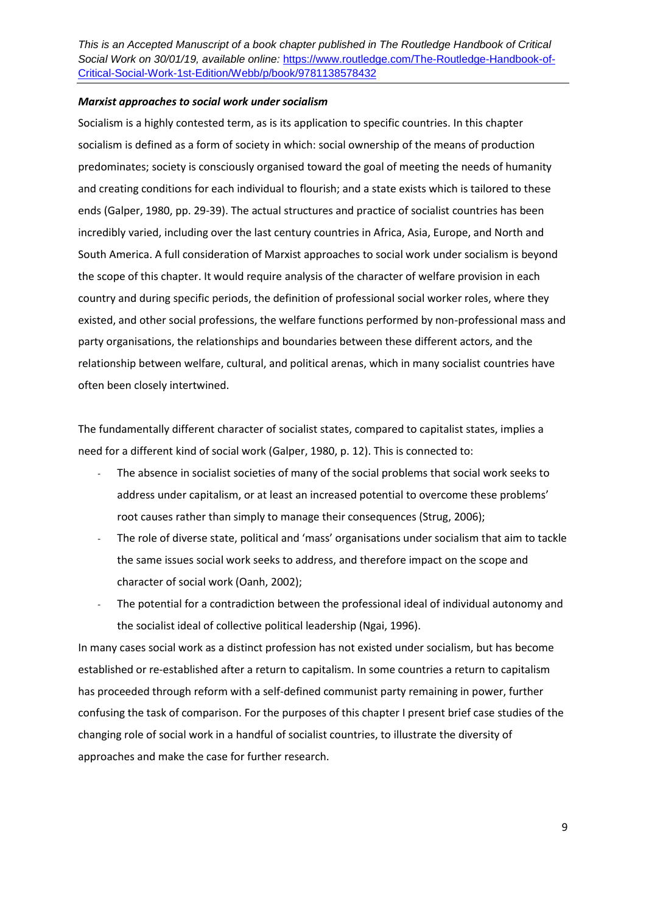***Marxist approaches to social work under socialism***

Socialism is a highly contested term, as is its application to specific countries. In this chapter socialism is defined as a form of society in which: social ownership of the means of production predominates; society is consciously organised toward the goal of meeting the needs of humanity and creating conditions for each individual to flourish; and a state exists which is tailored to these ends (Galper, 1980, pp. 29-39). The actual structures and practice of socialist countries has been incredibly varied, including over the last century countries in Africa, Asia, Europe, and North and South America. A full consideration of Marxist approaches to social work under socialism is beyond the scope of this chapter. It would require analysis of the character of welfare provision in each country and during specific periods, the definition of professional social worker roles, where they existed, and other social professions, the welfare functions performed by non-professional mass and party organisations, the relationships and boundaries between these different actors, and the relationship between welfare, cultural, and political arenas, which in many socialist countries have often been closely intertwined.

The fundamentally different character of socialist states, compared to capitalist states, implies a need for a different kind of social work (Galper, 1980, p. 12). This is connected to:

- The absence in socialist societies of many of the social problems that social work seeks to address under capitalism, or at least an increased potential to overcome these problems' root causes rather than simply to manage their consequences (Strug, 2006);
- The role of diverse state, political and 'mass' organisations under socialism that aim to tackle the same issues social work seeks to address, and therefore impact on the scope and character of social work (Oanh, 2002);
- The potential for a contradiction between the professional ideal of individual autonomy and the socialist ideal of collective political leadership (Ngai, 1996).

In many cases social work as a distinct profession has not existed under socialism, but has become established or re-established after a return to capitalism. In some countries a return to capitalism has proceeded through reform with a self-defined communist party remaining in power, further confusing the task of comparison. For the purposes of this chapter I present brief case studies of the changing role of social work in a handful of socialist countries, to illustrate the diversity of approaches and make the case for further research.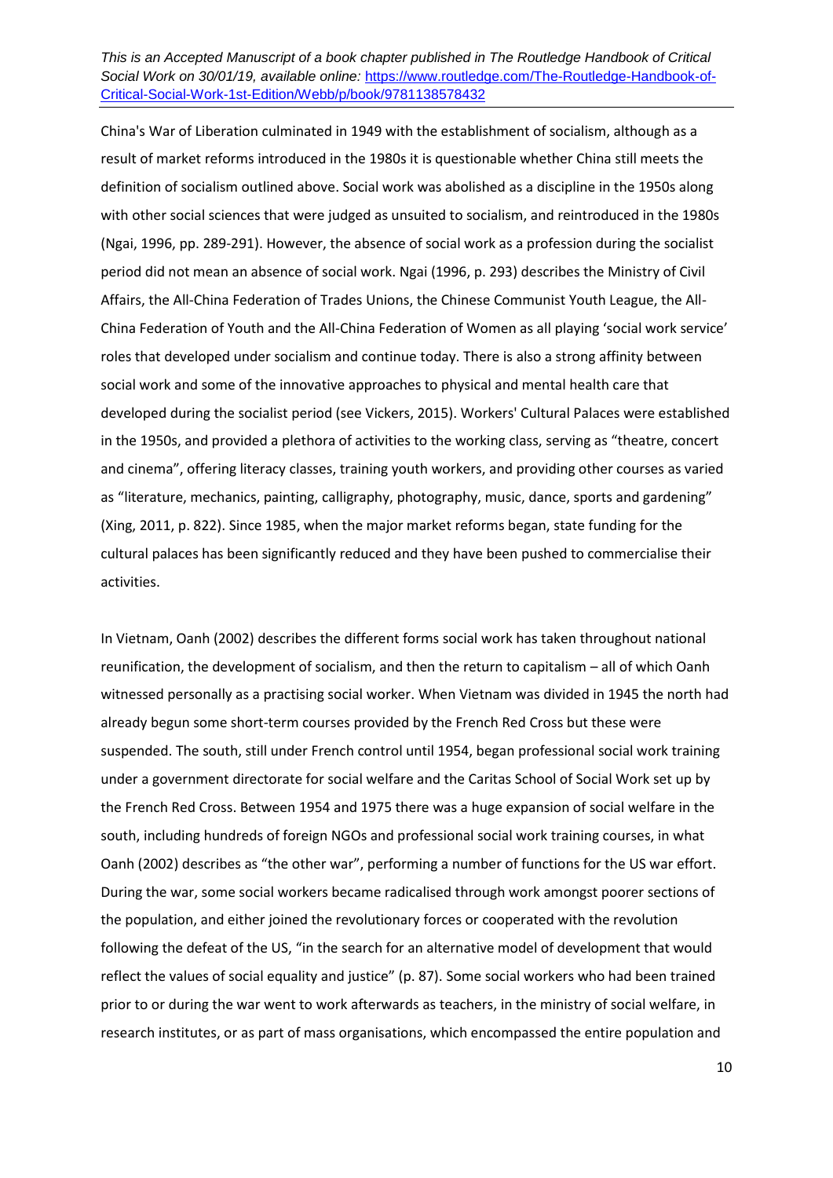China's War of Liberation culminated in 1949 with the establishment of socialism, although as a result of market reforms introduced in the 1980s it is questionable whether China still meets the definition of socialism outlined above. Social work was abolished as a discipline in the 1950s along with other social sciences that were judged as unsuited to socialism, and reintroduced in the 1980s (Ngai, 1996, pp. 289-291). However, the absence of social work as a profession during the socialist period did not mean an absence of social work. Ngai (1996, p. 293) describes the Ministry of Civil Affairs, the All-China Federation of Trades Unions, the Chinese Communist Youth League, the All-China Federation of Youth and the All-China Federation of Women as all playing 'social work service' roles that developed under socialism and continue today. There is also a strong affinity between social work and some of the innovative approaches to physical and mental health care that developed during the socialist period (see Vickers, 2015). Workers' Cultural Palaces were established in the 1950s, and provided a plethora of activities to the working class, serving as "theatre, concert and cinema", offering literacy classes, training youth workers, and providing other courses as varied as "literature, mechanics, painting, calligraphy, photography, music, dance, sports and gardening" (Xing, 2011, p. 822). Since 1985, when the major market reforms began, state funding for the cultural palaces has been significantly reduced and they have been pushed to commercialise their activities.

In Vietnam, Oanh (2002) describes the different forms social work has taken throughout national reunification, the development of socialism, and then the return to capitalism – all of which Oanh witnessed personally as a practising social worker. When Vietnam was divided in 1945 the north had already begun some short-term courses provided by the French Red Cross but these were suspended. The south, still under French control until 1954, began professional social work training under a government directorate for social welfare and the Caritas School of Social Work set up by the French Red Cross. Between 1954 and 1975 there was a huge expansion of social welfare in the south, including hundreds of foreign NGOs and professional social work training courses, in what Oanh (2002) describes as "the other war", performing a number of functions for the US war effort. During the war, some social workers became radicalised through work amongst poorer sections of the population, and either joined the revolutionary forces or cooperated with the revolution following the defeat of the US, "in the search for an alternative model of development that would reflect the values of social equality and justice" (p. 87). Some social workers who had been trained prior to or during the war went to work afterwards as teachers, in the ministry of social welfare, in research institutes, or as part of mass organisations, which encompassed the entire population and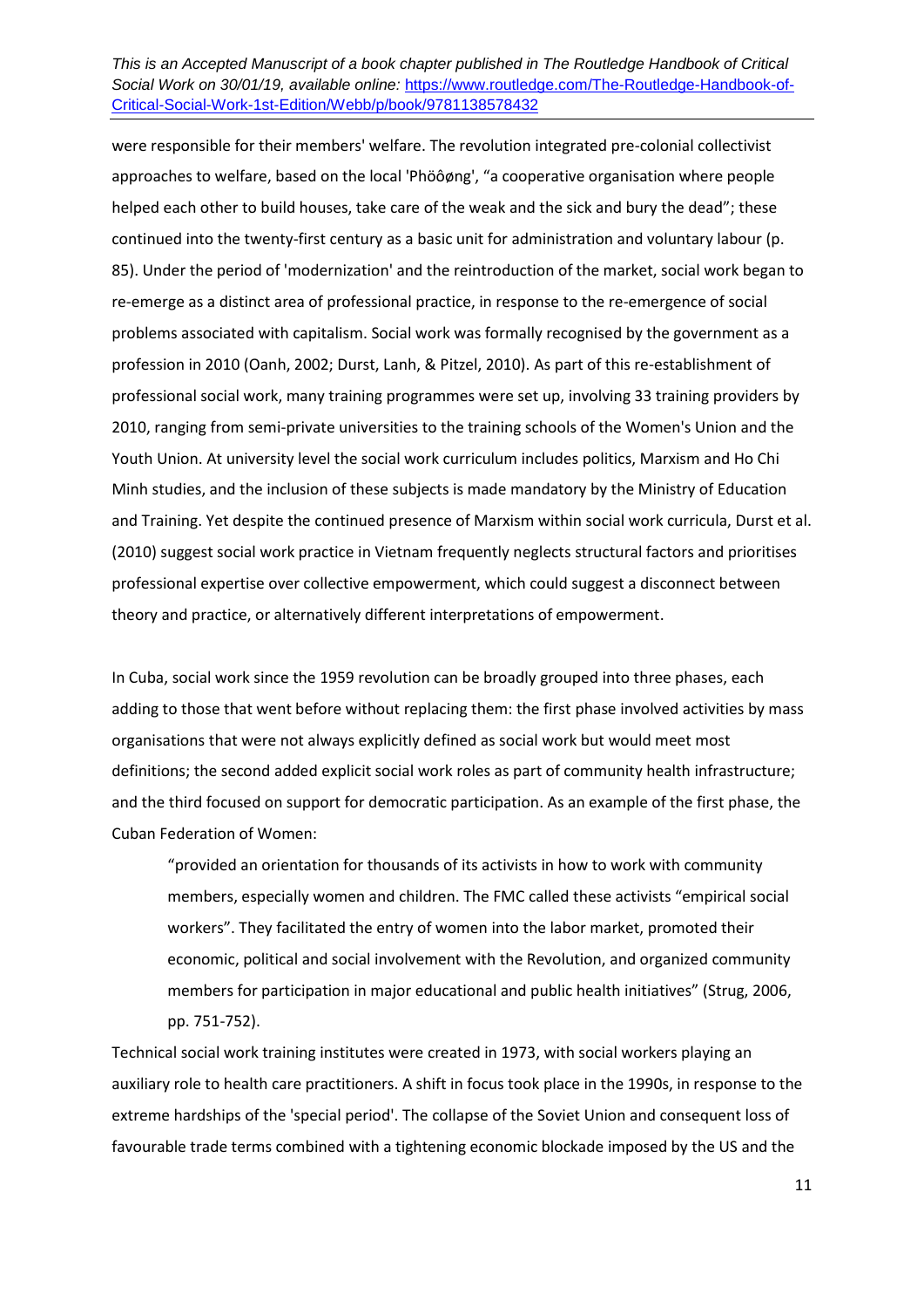were responsible for their members' welfare. The revolution integrated pre-colonial collectivist approaches to welfare, based on the local 'Phöôøng', "a cooperative organisation where people helped each other to build houses, take care of the weak and the sick and bury the dead"; these continued into the twenty-first century as a basic unit for administration and voluntary labour (p. 85). Under the period of 'modernization' and the reintroduction of the market, social work began to re-emerge as a distinct area of professional practice, in response to the re-emergence of social problems associated with capitalism. Social work was formally recognised by the government as a profession in 2010 (Oanh, 2002; Durst, Lanh, & Pitzel, 2010). As part of this re-establishment of professional social work, many training programmes were set up, involving 33 training providers by 2010, ranging from semi-private universities to the training schools of the Women's Union and the Youth Union. At university level the social work curriculum includes politics, Marxism and Ho Chi Minh studies, and the inclusion of these subjects is made mandatory by the Ministry of Education and Training. Yet despite the continued presence of Marxism within social work curricula, Durst et al. (2010) suggest social work practice in Vietnam frequently neglects structural factors and prioritises professional expertise over collective empowerment, which could suggest a disconnect between theory and practice, or alternatively different interpretations of empowerment.

In Cuba, social work since the 1959 revolution can be broadly grouped into three phases, each adding to those that went before without replacing them: the first phase involved activities by mass organisations that were not always explicitly defined as social work but would meet most definitions; the second added explicit social work roles as part of community health infrastructure; and the third focused on support for democratic participation. As an example of the first phase, the Cuban Federation of Women:

> "provided an orientation for thousands of its activists in how to work with community members, especially women and children. The FMC called these activists "empirical social workers". They facilitated the entry of women into the labor market, promoted their economic, political and social involvement with the Revolution, and organized community members for participation in major educational and public health initiatives" (Strug, 2006, pp. 751-752).

Technical social work training institutes were created in 1973, with social workers playing an auxiliary role to health care practitioners. A shift in focus took place in the 1990s, in response to the extreme hardships of the 'special period'. The collapse of the Soviet Union and consequent loss of favourable trade terms combined with a tightening economic blockade imposed by the US and the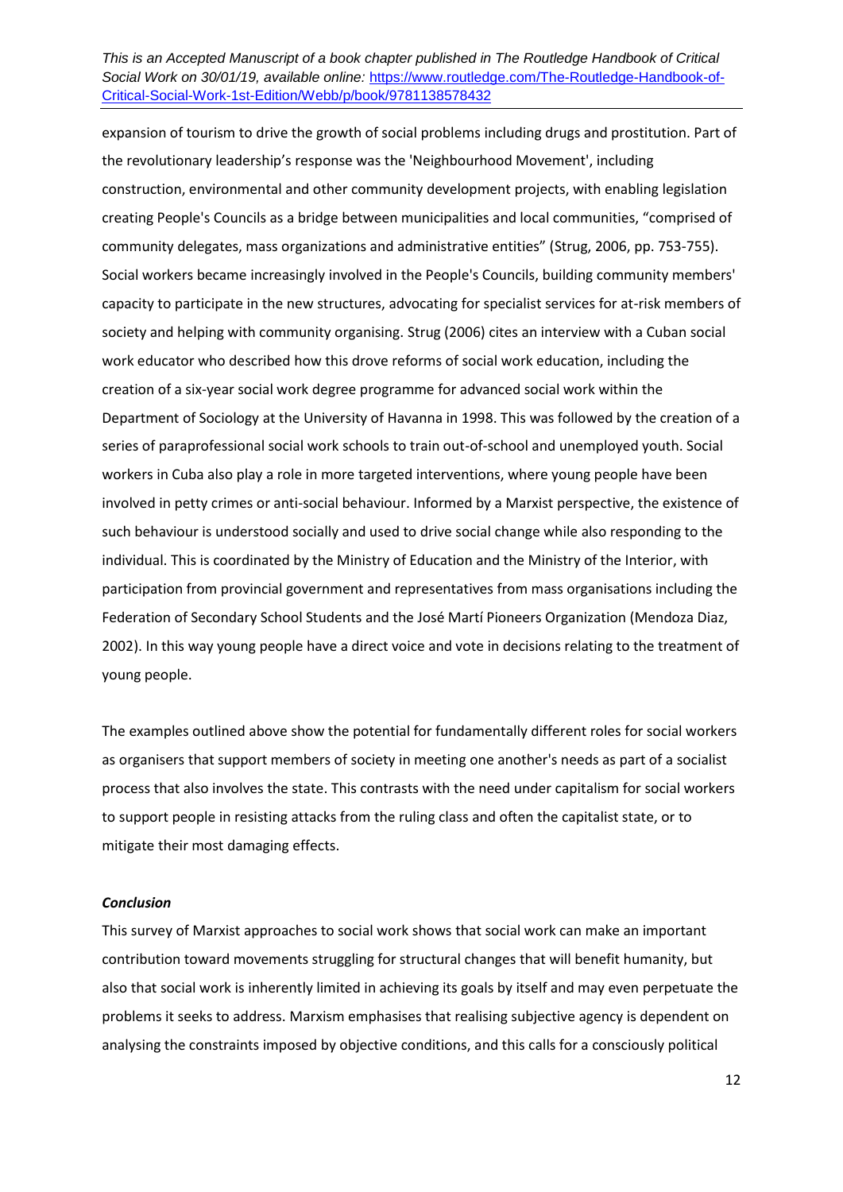expansion of tourism to drive the growth of social problems including drugs and prostitution. Part of the revolutionary leadership's response was the 'Neighbourhood Movement', including construction, environmental and other community development projects, with enabling legislation creating People's Councils as a bridge between municipalities and local communities, "comprised of community delegates, mass organizations and administrative entities" (Strug, 2006, pp. 753-755). Social workers became increasingly involved in the People's Councils, building community members' capacity to participate in the new structures, advocating for specialist services for at-risk members of society and helping with community organising. Strug (2006) cites an interview with a Cuban social work educator who described how this drove reforms of social work education, including the creation of a six-year social work degree programme for advanced social work within the Department of Sociology at the University of Havanna in 1998. This was followed by the creation of a series of paraprofessional social work schools to train out-of-school and unemployed youth. Social workers in Cuba also play a role in more targeted interventions, where young people have been involved in petty crimes or anti-social behaviour. Informed by a Marxist perspective, the existence of such behaviour is understood socially and used to drive social change while also responding to the individual. This is coordinated by the Ministry of Education and the Ministry of the Interior, with participation from provincial government and representatives from mass organisations including the Federation of Secondary School Students and the José Martí Pioneers Organization (Mendoza Diaz, 2002). In this way young people have a direct voice and vote in decisions relating to the treatment of young people.

The examples outlined above show the potential for fundamentally different roles for social workers as organisers that support members of society in meeting one another's needs as part of a socialist process that also involves the state. This contrasts with the need under capitalism for social workers to support people in resisting attacks from the ruling class and often the capitalist state, or to mitigate their most damaging effects.

***Conclusion***

This survey of Marxist approaches to social work shows that social work can make an important contribution toward movements struggling for structural changes that will benefit humanity, but also that social work is inherently limited in achieving its goals by itself and may even perpetuate the problems it seeks to address. Marxism emphasises that realising subjective agency is dependent on analysing the constraints imposed by objective conditions, and this calls for a consciously political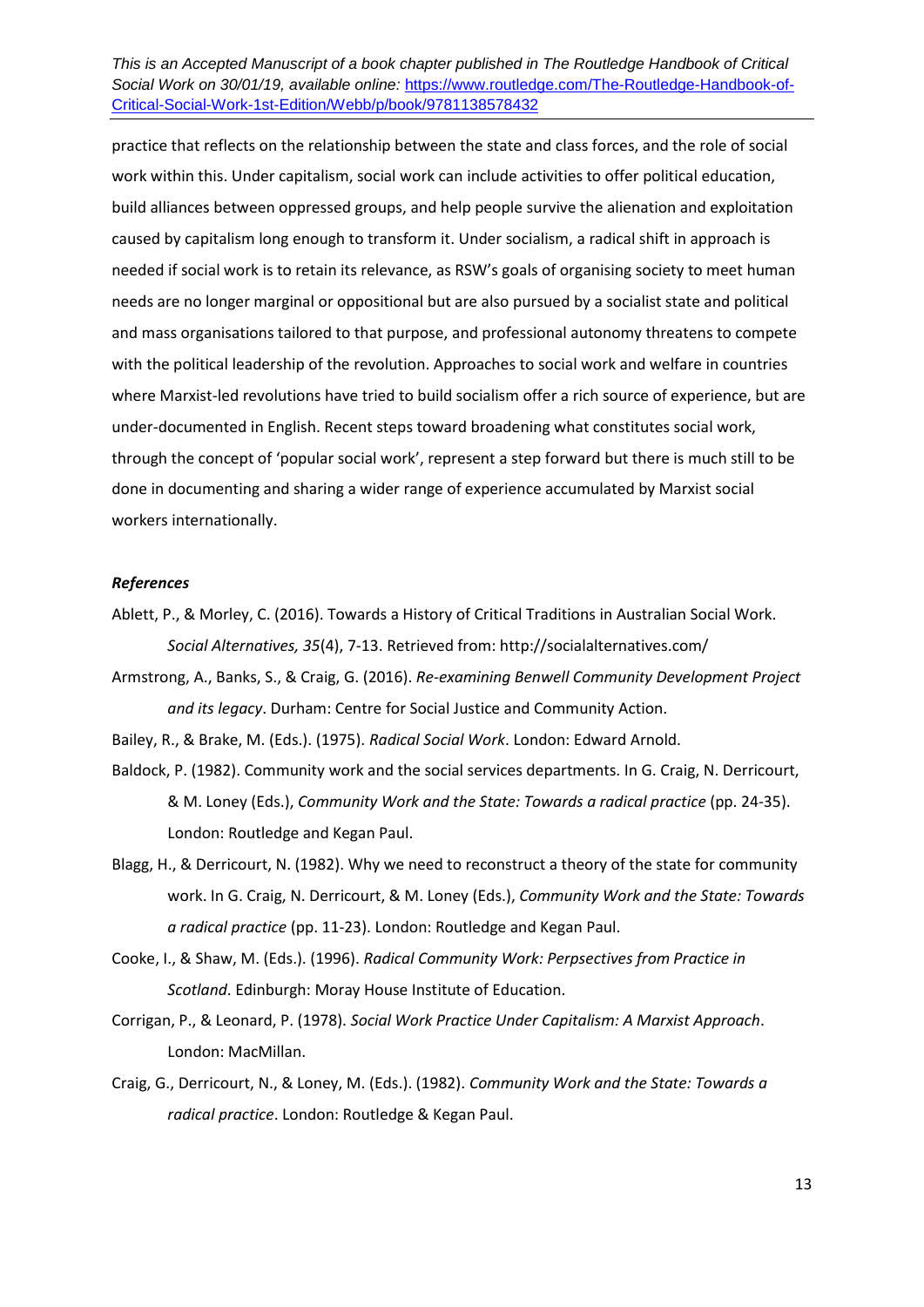practice that reflects on the relationship between the state and class forces, and the role of social work within this. Under capitalism, social work can include activities to offer political education, build alliances between oppressed groups, and help people survive the alienation and exploitation caused by capitalism long enough to transform it. Under socialism, a radical shift in approach is needed if social work is to retain its relevance, as RSW's goals of organising society to meet human needs are no longer marginal or oppositional but are also pursued by a socialist state and political and mass organisations tailored to that purpose, and professional autonomy threatens to compete with the political leadership of the revolution. Approaches to social work and welfare in countries where Marxist-led revolutions have tried to build socialism offer a rich source of experience, but are under-documented in English. Recent steps toward broadening what constitutes social work, through the concept of 'popular social work', represent a step forward but there is much still to be done in documenting and sharing a wider range of experience accumulated by Marxist social workers internationally.

### *References*

Ablett, P., & Morley, C. (2016). Towards a History of Critical Traditions in Australian Social Work. *Social Alternatives, 35*(4), 7-13. Retrieved from: http://socialalternatives.com/

Armstrong, A., Banks, S., & Craig, G. (2016). *Re-examining Benwell Community Development Project and its legacy*. Durham: Centre for Social Justice and Community Action.

Bailey, R., & Brake, M. (Eds.). (1975). *Radical Social Work*. London: Edward Arnold.

Baldock, P. (1982). Community work and the social services departments. In G. Craig, N. Derricourt, & M. Loney (Eds.), *Community Work and the State: Towards a radical practice* (pp. 24-35). London: Routledge and Kegan Paul.

Blagg, H., & Derricourt, N. (1982). Why we need to reconstruct a theory of the state for community work. In G. Craig, N. Derricourt, & M. Loney (Eds.), *Community Work and the State: Towards a radical practice* (pp. 11-23). London: Routledge and Kegan Paul.

Cooke, I., & Shaw, M. (Eds.). (1996). *Radical Community Work: Perpsectives from Practice in Scotland*. Edinburgh: Moray House Institute of Education.

Corrigan, P., & Leonard, P. (1978). *Social Work Practice Under Capitalism: A Marxist Approach*. London: MacMillan.

Craig, G., Derricourt, N., & Loney, M. (Eds.). (1982). *Community Work and the State: Towards a radical practice*. London: Routledge & Kegan Paul.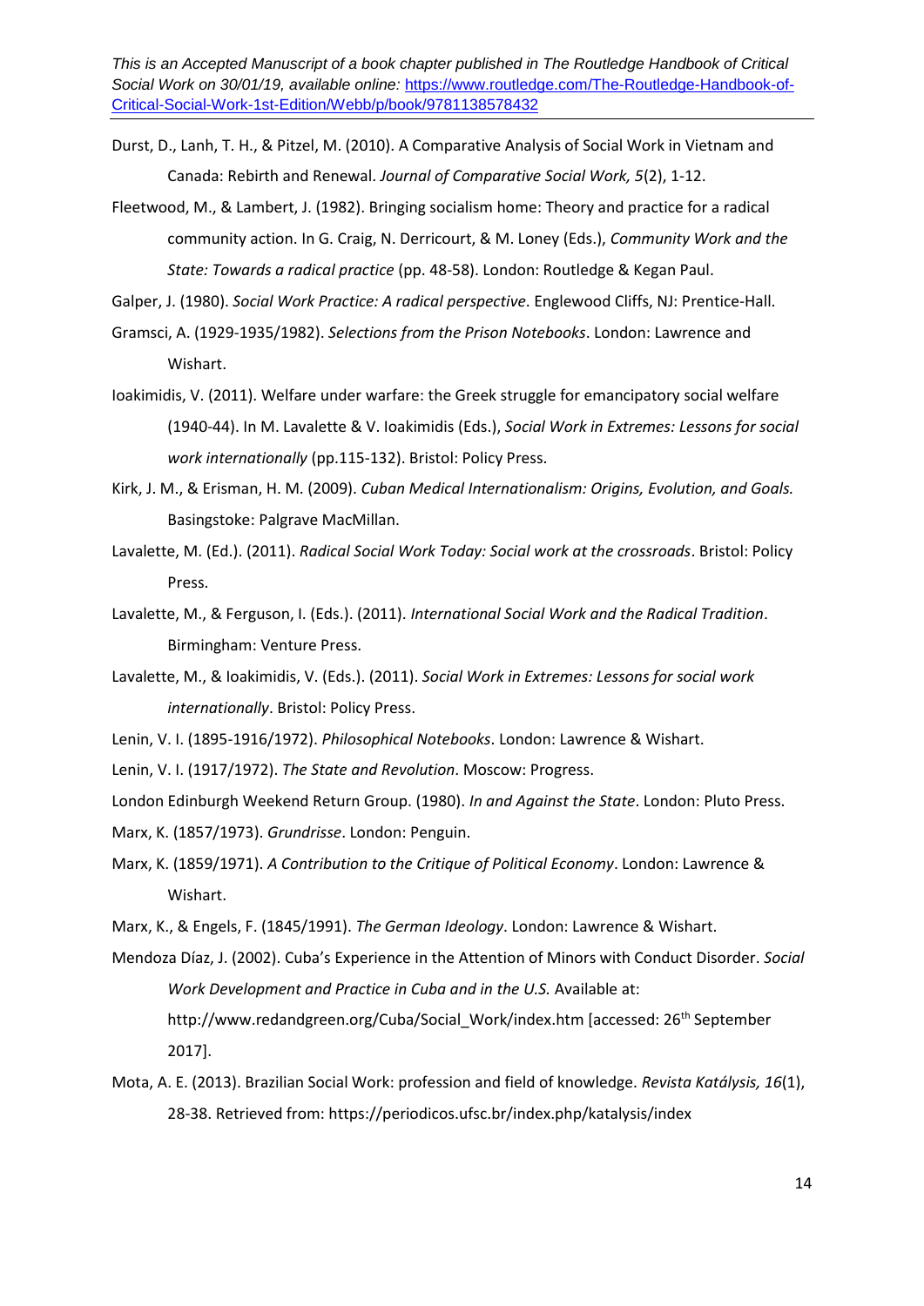Durst, D., Lanh, T. H., & Pitzel, M. (2010). A Comparative Analysis of Social Work in Vietnam and Canada: Rebirth and Renewal. *Journal of Comparative Social Work, 5*(2), 1-12.

Fleetwood, M., & Lambert, J. (1982). Bringing socialism home: Theory and practice for a radical community action. In G. Craig, N. Derricourt, & M. Loney (Eds.), *Community Work and the State: Towards a radical practice* (pp. 48-58). London: Routledge & Kegan Paul.

Galper, J. (1980). *Social Work Practice: A radical perspective*. Englewood Cliffs, NJ: Prentice-Hall.

Gramsci, A. (1929-1935/1982). *Selections from the Prison Notebooks*. London: Lawrence and Wishart.

Ioakimidis, V. (2011). Welfare under warfare: the Greek struggle for emancipatory social welfare (1940-44). In M. Lavalette & V. Ioakimidis (Eds.), *Social Work in Extremes: Lessons for social work internationally* (pp.115-132). Bristol: Policy Press.

Kirk, J. M., & Erisman, H. M. (2009). *Cuban Medical Internationalism: Origins, Evolution, and Goals.* Basingstoke: Palgrave MacMillan.

Lavalette, M. (Ed.). (2011). *Radical Social Work Today: Social work at the crossroads*. Bristol: Policy Press.

Lavalette, M., & Ferguson, I. (Eds.). (2011). *International Social Work and the Radical Tradition*. Birmingham: Venture Press.

Lavalette, M., & Ioakimidis, V. (Eds.). (2011). *Social Work in Extremes: Lessons for social work internationally*. Bristol: Policy Press.

Lenin, V. I. (1895-1916/1972). *Philosophical Notebooks*. London: Lawrence & Wishart.

Lenin, V. I. (1917/1972). *The State and Revolution*. Moscow: Progress.

London Edinburgh Weekend Return Group. (1980). *In and Against the State*. London: Pluto Press.

Marx, K. (1857/1973). *Grundrisse*. London: Penguin.

Marx, K. (1859/1971). *A Contribution to the Critique of Political Economy*. London: Lawrence & Wishart.

Marx, K., & Engels, F. (1845/1991). *The German Ideology*. London: Lawrence & Wishart.

Mendoza Díaz, J. (2002). Cuba's Experience in the Attention of Minors with Conduct Disorder. *Social Work Development and Practice in Cuba and in the U.S.* Available at: http://www.redandgreen.org/Cuba/Social_Work/index.htm [accessed: 26th September 2017].

Mota, A. E. (2013). Brazilian Social Work: profession and field of knowledge. *Revista Katálysis, 16*(1), 28-38. Retrieved from: https://periodicos.ufsc.br/index.php/katalysis/index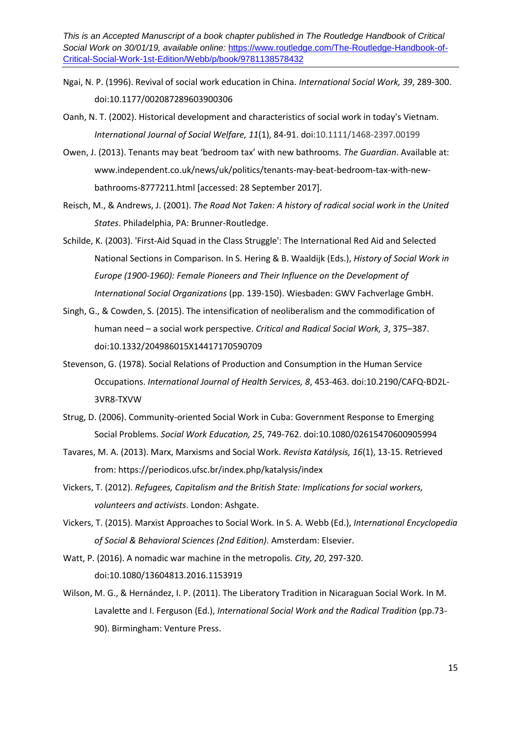Ngai, N. P. (1996). Revival of social work education in China. *International Social Work, 39*, 289-300. doi:10.1177/002087289603900306

Oanh, N. T. (2002). Historical development and characteristics of social work in today's Vietnam. *International Journal of Social Welfare, 11*(1), 84-91. doi:10.1111/1468-2397.00199

Owen, J. (2013). Tenants may beat 'bedroom tax' with new bathrooms. *The Guardian*. Available at: www.independent.co.uk/news/uk/politics/tenants-may-beat-bedroom-tax-with-new-bathrooms-8777211.html [accessed: 28 September 2017].

Reisch, M., & Andrews, J. (2001). *The Road Not Taken: A history of radical social work in the United States*. Philadelphia, PA: Brunner-Routledge.

Schilde, K. (2003). 'First-Aid Squad in the Class Struggle': The International Red Aid and Selected National Sections in Comparison. In S. Hering & B. Waaldijk (Eds.), *History of Social Work in Europe (1900-1960): Female Pioneers and Their Influence on the Development of International Social Organizations* (pp. 139-150). Wiesbaden: GWV Fachverlage GmbH.

Singh, G., & Cowden, S. (2015). The intensification of neoliberalism and the commodification of human need – a social work perspective. *Critical and Radical Social Work, 3*, 375–387. doi:10.1332/204986015X14417170590709

Stevenson, G. (1978). Social Relations of Production and Consumption in the Human Service Occupations. *International Journal of Health Services, 8*, 453-463. doi:10.2190/CAFQ-BD2L-3VR8-TXVW

Strug, D. (2006). Community-oriented Social Work in Cuba: Government Response to Emerging Social Problems. *Social Work Education, 25*, 749-762. doi:10.1080/02615470600905994

Tavares, M. A. (2013). Marx, Marxisms and Social Work. *Revista Katálysis, 16*(1), 13-15. Retrieved from: https://periodicos.ufsc.br/index.php/katalysis/index

Vickers, T. (2012). *Refugees, Capitalism and the British State: Implications for social workers, volunteers and activists*. London: Ashgate.

Vickers, T. (2015). Marxist Approaches to Social Work. In S. A. Webb (Ed.), *International Encyclopedia of Social & Behavioral Sciences (2nd Edition)*. Amsterdam: Elsevier.

Watt, P. (2016). A nomadic war machine in the metropolis. *City, 20*, 297-320. doi:10.1080/13604813.2016.1153919

Wilson, M. G., & Hernández, I. P. (2011). The Liberatory Tradition in Nicaraguan Social Work. In M. Lavalette and I. Ferguson (Ed.), *International Social Work and the Radical Tradition* (pp.73-90). Birmingham: Venture Press.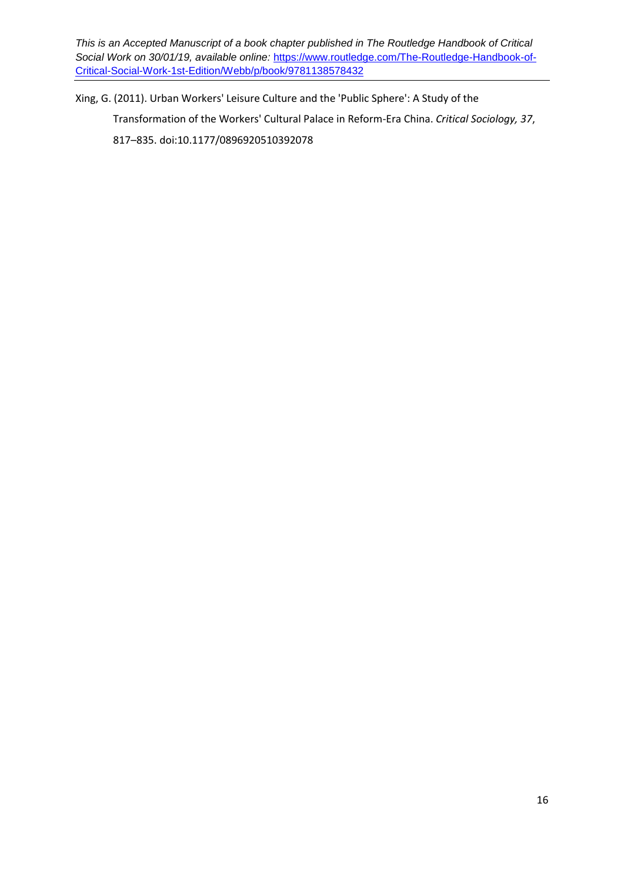Xing, G. (2011). Urban Workers' Leisure Culture and the 'Public Sphere': A Study of the Transformation of the Workers' Cultural Palace in Reform-Era China. *Critical Sociology, 37*, 817–835. doi:10.1177/0896920510392078